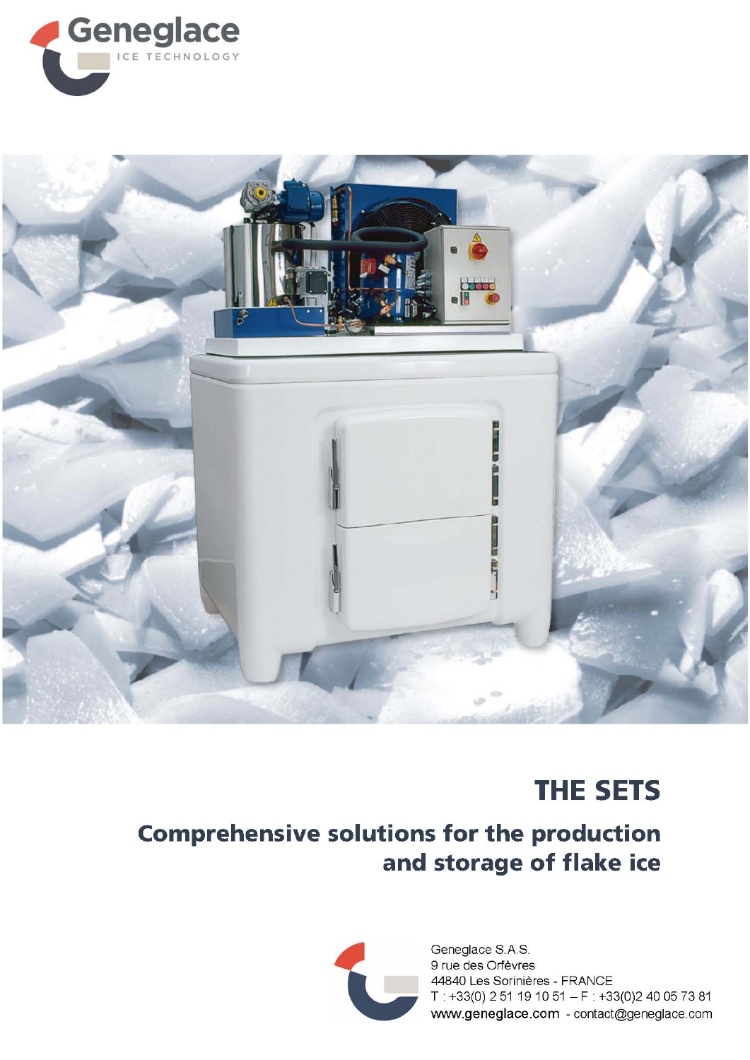Geneglace

ICE TECHNOLOGY

# THE SETS

## Comprehensive solutions for the production and storage of flake ice

Geneglace S.A.S.
9 rue des Orfèvres
44840 Les Sorinières - FRANCE
T : +33(0) 2 51 19 10 51 – F : +33(0)2 40 05 73 81
www.geneglace.com - contact@geneglace.com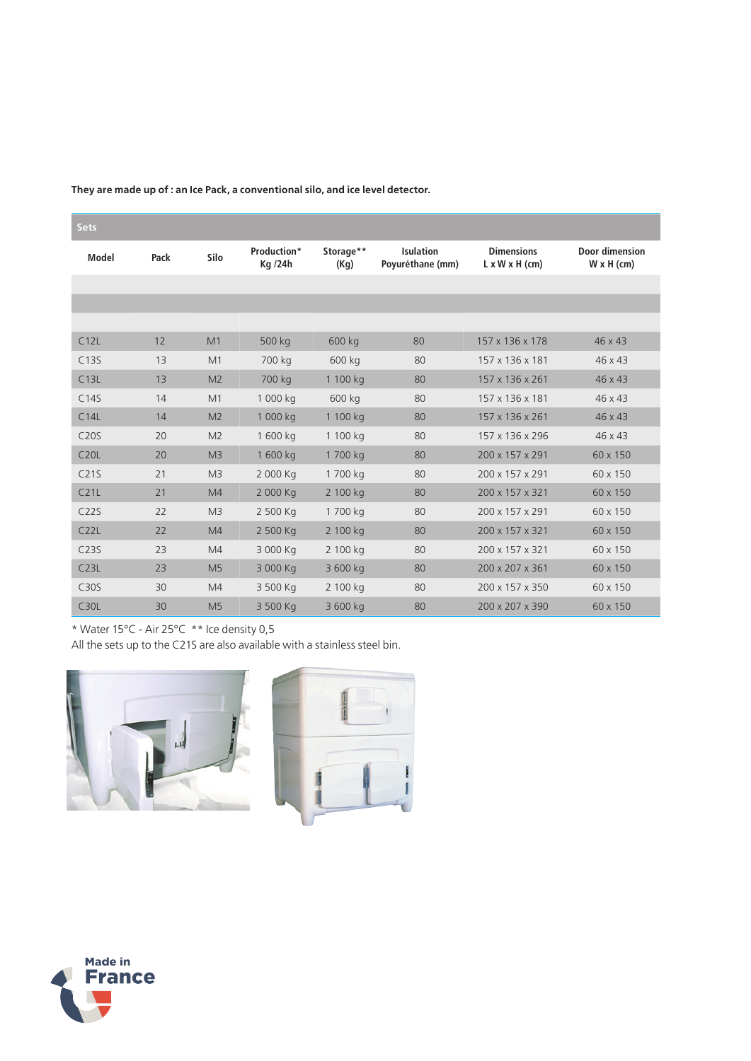**They are made up of : an Ice Pack, a conventional silo, and ice level detector.**

| Sets | | | | | | | |
|---|---|---|---|---|---|---|---|
| Model | Pack | Silo | Production* Kg /24h | Storage** (Kg) | Isulation Poyuréthane (mm) | Dimensions L x W x H (cm) | Door dimension W x H (cm) |
| C12L | 12 | M1 | 500 kg | 600 kg | 80 | 157 x 136 x 178 | 46 x 43 |
| C13S | 13 | M1 | 700 kg | 600 kg | 80 | 157 x 136 x 181 | 46 x 43 |
| C13L | 13 | M2 | 700 kg | 1 100 kg | 80 | 157 x 136 x 261 | 46 x 43 |
| C14S | 14 | M1 | 1 000 kg | 600 kg | 80 | 157 x 136 x 181 | 46 x 43 |
| C14L | 14 | M2 | 1 000 kg | 1 100 kg | 80 | 157 x 136 x 261 | 46 x 43 |
| C20S | 20 | M2 | 1 600 kg | 1 100 kg | 80 | 157 x 136 x 296 | 46 x 43 |
| C20L | 20 | M3 | 1 600 kg | 1 700 kg | 80 | 200 x 157 x 291 | 60 x 150 |
| C21S | 21 | M3 | 2 000 Kg | 1 700 kg | 80 | 200 x 157 x 291 | 60 x 150 |
| C21L | 21 | M4 | 2 000 Kg | 2 100 kg | 80 | 200 x 157 x 321 | 60 x 150 |
| C22S | 22 | M3 | 2 500 Kg | 1 700 kg | 80 | 200 x 157 x 291 | 60 x 150 |
| C22L | 22 | M4 | 2 500 Kg | 2 100 kg | 80 | 200 x 157 x 321 | 60 x 150 |
| C23S | 23 | M4 | 3 000 Kg | 2 100 kg | 80 | 200 x 157 x 321 | 60 x 150 |
| C23L | 23 | M5 | 3 000 Kg | 3 600 kg | 80 | 200 x 207 x 361 | 60 x 150 |
| C30S | 30 | M4 | 3 500 Kg | 2 100 kg | 80 | 200 x 157 x 350 | 60 x 150 |
| C30L | 30 | M5 | 3 500 Kg | 3 600 kg | 80 | 200 x 207 x 390 | 60 x 150 |

\* Water 15°C - Air 25°C  ** Ice density 0,5

All the sets up to the C21S are also available with a stainless steel bin.

Made in France